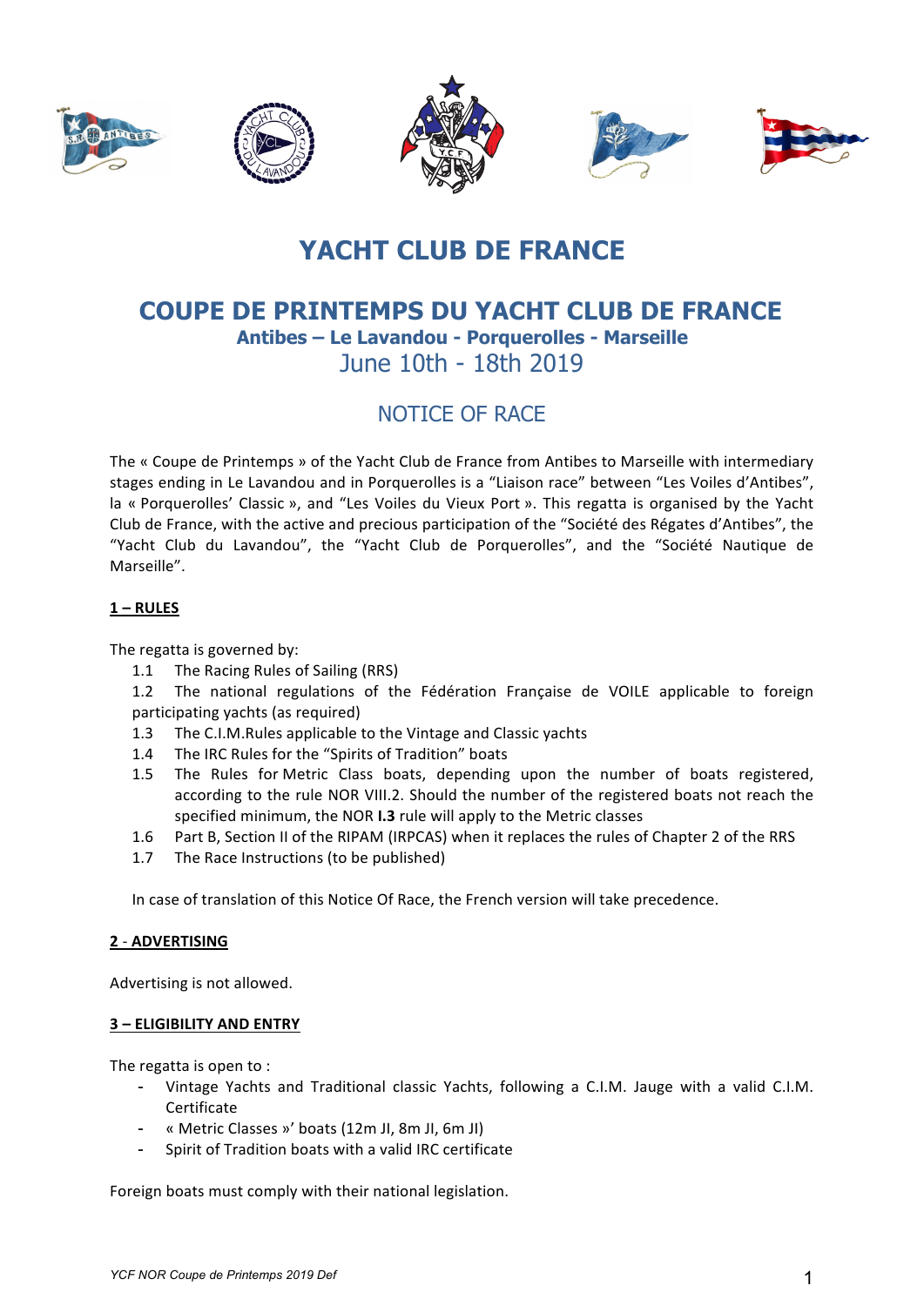# YACHT CLUB DE FRANCE

## COUPE DE PRINTEMPS DU YACHT CLUB DE FRANCE

### Antibes – Le Lavandou - Porquerolles - Marseille

June 10th - 18th 2019

## NOTICE OF RACE

The « Coupe de Printemps » of the Yacht Club de France from Antibes to Marseille with intermediary stages ending in Le Lavandou and in Porquerolles is a "Liaison race" between "Les Voiles d'Antibes", la « Porquerolles' Classic », and "Les Voiles du Vieux Port ». This regatta is organised by the Yacht Club de France, with the active and precious participation of the "Société des Régates d'Antibes", the "Yacht Club du Lavandou", the "Yacht Club de Porquerolles", and the "Société Nautique de Marseille".

### 1 – RULES

The regatta is governed by:

1.1 The Racing Rules of Sailing (RRS)

1.2 The national regulations of the Fédération Française de VOILE applicable to foreign participating yachts (as required)

1.3 The C.I.M.Rules applicable to the Vintage and Classic yachts

1.4 The IRC Rules for the "Spirits of Tradition" boats

1.5 The Rules for Metric Class boats, depending upon the number of boats registered, according to the rule NOR VIII.2. Should the number of the registered boats not reach the specified minimum, the NOR **I.3** rule will apply to the Metric classes

1.6 Part B, Section II of the RIPAM (IRPCAS) when it replaces the rules of Chapter 2 of the RRS

1.7 The Race Instructions (to be published)

In case of translation of this Notice Of Race, the French version will take precedence.

### 2 - ADVERTISING

Advertising is not allowed.

### 3 – ELIGIBILITY AND ENTRY

The regatta is open to :

- Vintage Yachts and Traditional classic Yachts, following a C.I.M. Jauge with a valid C.I.M. Certificate
- « Metric Classes »' boats (12m JI, 8m JI, 6m JI)
- Spirit of Tradition boats with a valid IRC certificate

Foreign boats must comply with their national legislation.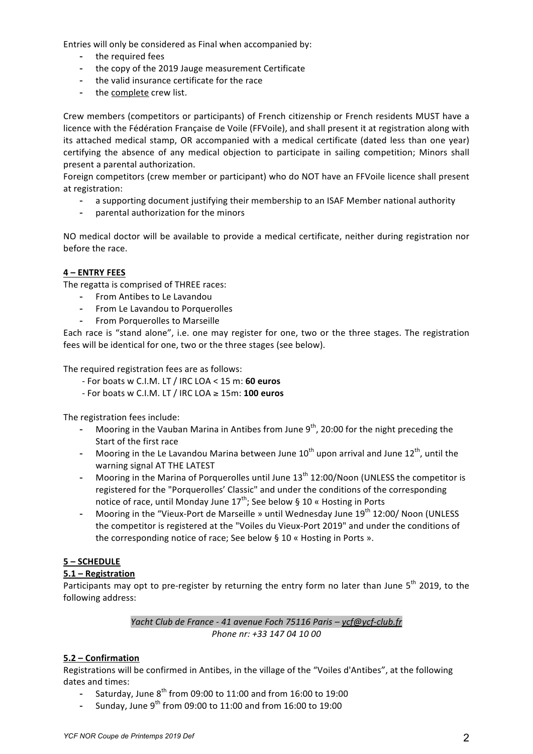Entries will only be considered as Final when accompanied by:

- the required fees
- the copy of the 2019 Jauge measurement Certificate
- the valid insurance certificate for the race
- the complete crew list.

Crew members (competitors or participants) of French citizenship or French residents MUST have a licence with the Fédération Française de Voile (FFVoile), and shall present it at registration along with its attached medical stamp, OR accompanied with a medical certificate (dated less than one year) certifying the absence of any medical objection to participate in sailing competition; Minors shall present a parental authorization.

Foreign competitors (crew member or participant) who do NOT have an FFVoile licence shall present at registration:

- a supporting document justifying their membership to an ISAF Member national authority
- parental authorization for the minors

NO medical doctor will be available to provide a medical certificate, neither during registration nor before the race.

## 4 – ENTRY FEES

The regatta is comprised of THREE races:

- From Antibes to Le Lavandou
- From Le Lavandou to Porquerolles
- From Porquerolles to Marseille

Each race is "stand alone", i.e. one may register for one, two or the three stages. The registration fees will be identical for one, two or the three stages (see below).

The required registration fees are as follows:

- For boats w C.I.M. LT / IRC LOA < 15 m: **60 euros**
- For boats w C.I.M. LT / IRC LOA ≥ 15m: **100 euros**

The registration fees include:

- Mooring in the Vauban Marina in Antibes from June 9th, 20:00 for the night preceding the Start of the first race
- Mooring in the Le Lavandou Marina between June 10th upon arrival and June 12th, until the warning signal AT THE LATEST
- Mooring in the Marina of Porquerolles until June 13th 12:00/Noon (UNLESS the competitor is registered for the "Porquerolles' Classic" and under the conditions of the corresponding notice of race, until Monday June 17th; See below § 10 « Hosting in Ports
- Mooring in the "Vieux-Port de Marseille » until Wednesday June 19th 12:00/ Noon (UNLESS the competitor is registered at the "Voiles du Vieux-Port 2019" and under the conditions of the corresponding notice of race; See below § 10 « Hosting in Ports ».

## 5 – SCHEDULE

### 5.1 – Registration

Participants may opt to pre-register by returning the entry form no later than June 5th 2019, to the following address:

*Yacht Club de France - 41 avenue Foch 75116 Paris – ycf@ycf-club.fr*
*Phone nr: +33 147 04 10 00*

### 5.2 – Confirmation

Registrations will be confirmed in Antibes, in the village of the "Voiles d'Antibes", at the following dates and times:

- Saturday, June 8th from 09:00 to 11:00 and from 16:00 to 19:00
- Sunday, June 9th from 09:00 to 11:00 and from 16:00 to 19:00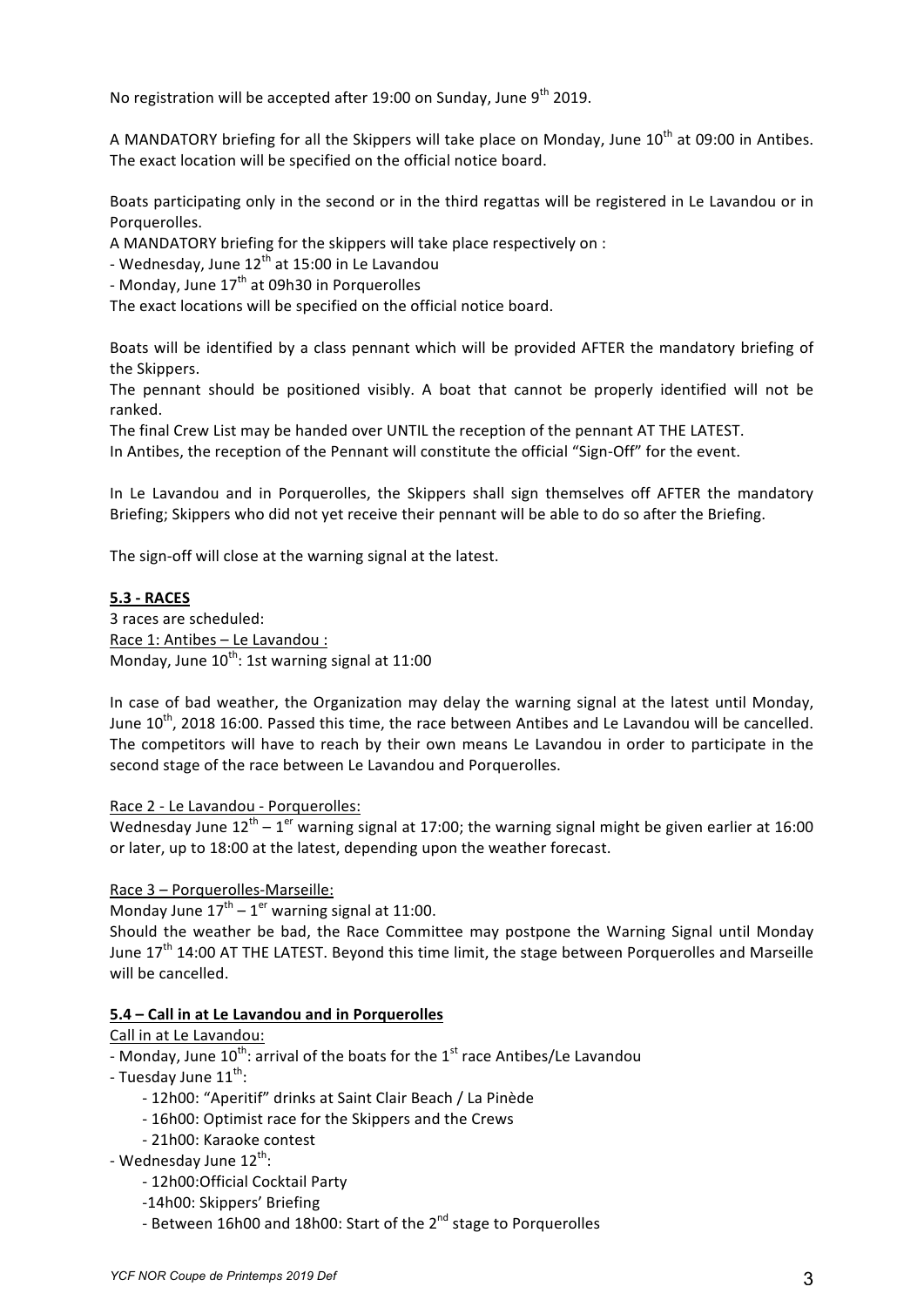No registration will be accepted after 19:00 on Sunday, June 9th 2019.

A MANDATORY briefing for all the Skippers will take place on Monday, June 10th at 09:00 in Antibes. The exact location will be specified on the official notice board.

Boats participating only in the second or in the third regattas will be registered in Le Lavandou or in Porquerolles.

A MANDATORY briefing for the skippers will take place respectively on :

- Wednesday, June 12th at 15:00 in Le Lavandou
- Monday, June 17th at 09h30 in Porquerolles

The exact locations will be specified on the official notice board.

Boats will be identified by a class pennant which will be provided AFTER the mandatory briefing of the Skippers.

The pennant should be positioned visibly. A boat that cannot be properly identified will not be ranked.

The final Crew List may be handed over UNTIL the reception of the pennant AT THE LATEST.

In Antibes, the reception of the Pennant will constitute the official "Sign-Off" for the event.

In Le Lavandou and in Porquerolles, the Skippers shall sign themselves off AFTER the mandatory Briefing; Skippers who did not yet receive their pennant will be able to do so after the Briefing.

The sign-off will close at the warning signal at the latest.

## **5.3 - RACES**

3 races are scheduled:

Race 1: Antibes – Le Lavandou :

Monday, June 10th: 1st warning signal at 11:00

In case of bad weather, the Organization may delay the warning signal at the latest until Monday, June 10th, 2018 16:00. Passed this time, the race between Antibes and Le Lavandou will be cancelled. The competitors will have to reach by their own means Le Lavandou in order to participate in the second stage of the race between Le Lavandou and Porquerolles.

Race 2 - Le Lavandou - Porquerolles:

Wednesday June 12th – 1er warning signal at 17:00; the warning signal might be given earlier at 16:00 or later, up to 18:00 at the latest, depending upon the weather forecast.

Race 3 – Porquerolles-Marseille:

Monday June 17th – 1er warning signal at 11:00.

Should the weather be bad, the Race Committee may postpone the Warning Signal until Monday June 17th 14:00 AT THE LATEST. Beyond this time limit, the stage between Porquerolles and Marseille will be cancelled.

## **5.4 – Call in at Le Lavandou and in Porquerolles**

Call in at Le Lavandou:

- Monday, June 10th: arrival of the boats for the 1st race Antibes/Le Lavandou
- Tuesday June 11th:
    - 12h00: "Aperitif" drinks at Saint Clair Beach / La Pinède
    - 16h00: Optimist race for the Skippers and the Crews
    - 21h00: Karaoke contest
- Wednesday June 12th:
    - 12h00:Official Cocktail Party
    - 14h00: Skippers' Briefing
    - Between 16h00 and 18h00: Start of the 2nd stage to Porquerolles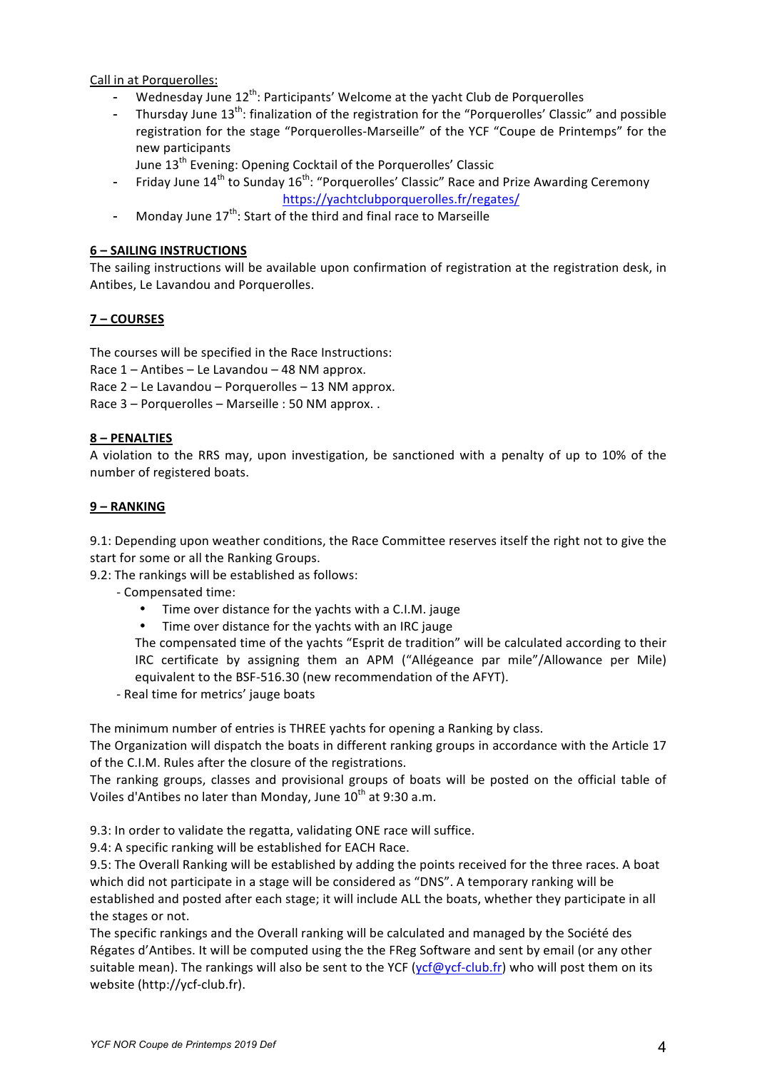Call in at Porquerolles:

- Wednesday June 12th: Participants' Welcome at the yacht Club de Porquerolles
- Thursday June 13th: finalization of the registration for the "Porquerolles' Classic" and possible registration for the stage "Porquerolles-Marseille" of the YCF "Coupe de Printemps" for the new participants
  June 13th Evening: Opening Cocktail of the Porquerolles' Classic
- Friday June 14th to Sunday 16th: "Porquerolles' Classic" Race and Prize Awarding Ceremony
  https://yachtclubporquerolles.fr/regates/
- Monday June 17th: Start of the third and final race to Marseille

## 6 – SAILING INSTRUCTIONS

The sailing instructions will be available upon confirmation of registration at the registration desk, in Antibes, Le Lavandou and Porquerolles.

## 7 – COURSES

The courses will be specified in the Race Instructions:
Race 1 – Antibes – Le Lavandou – 48 NM approx.
Race 2 – Le Lavandou – Porquerolles – 13 NM approx.
Race 3 – Porquerolles – Marseille : 50 NM approx. .

## 8 – PENALTIES

A violation to the RRS may, upon investigation, be sanctioned with a penalty of up to 10% of the number of registered boats.

## 9 – RANKING

9.1: Depending upon weather conditions, the Race Committee reserves itself the right not to give the start for some or all the Ranking Groups.
9.2: The rankings will be established as follows:

- Compensated time:
  - Time over distance for the yachts with a C.I.M. jauge
  - Time over distance for the yachts with an IRC jauge

  The compensated time of the yachts "Esprit de tradition" will be calculated according to their IRC certificate by assigning them an APM ("Allégeance par mile"/Allowance per Mile) equivalent to the BSF-516.30 (new recommendation of the AFYT).
- Real time for metrics' jauge boats

The minimum number of entries is THREE yachts for opening a Ranking by class.
The Organization will dispatch the boats in different ranking groups in accordance with the Article 17 of the C.I.M. Rules after the closure of the registrations.
The ranking groups, classes and provisional groups of boats will be posted on the official table of Voiles d'Antibes no later than Monday, June 10th at 9:30 a.m.

9.3: In order to validate the regatta, validating ONE race will suffice.
9.4: A specific ranking will be established for EACH Race.
9.5: The Overall Ranking will be established by adding the points received for the three races. A boat which did not participate in a stage will be considered as "DNS". A temporary ranking will be established and posted after each stage; it will include ALL the boats, whether they participate in all the stages or not.
The specific rankings and the Overall ranking will be calculated and managed by the Société des Régates d'Antibes. It will be computed using the the FReg Software and sent by email (or any other suitable mean). The rankings will also be sent to the YCF (ycf@ycf-club.fr) who will post them on its website (http://ycf-club.fr).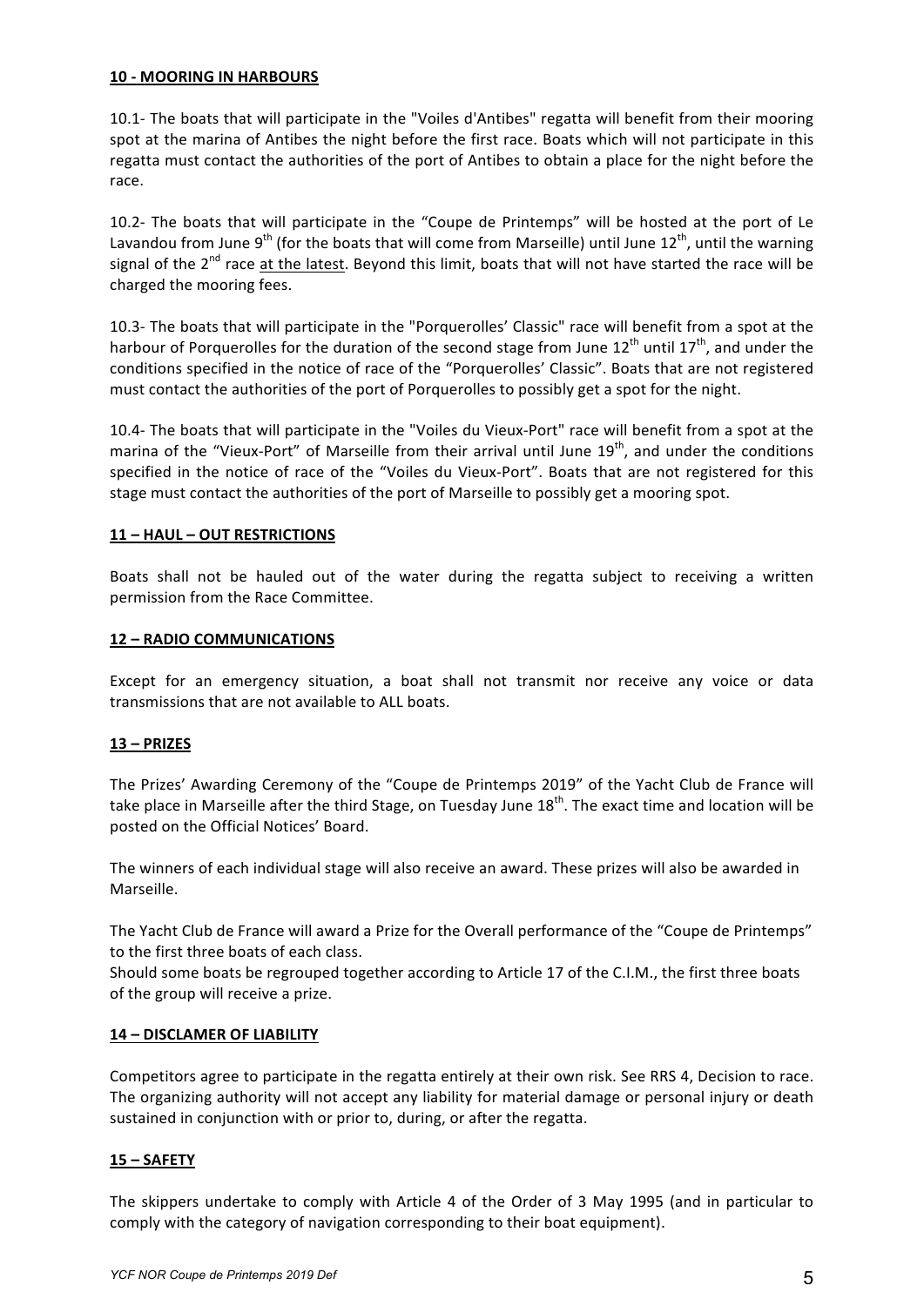**10 - MOORING IN HARBOURS**

10.1- The boats that will participate in the "Voiles d'Antibes" regatta will benefit from their mooring spot at the marina of Antibes the night before the first race. Boats which will not participate in this regatta must contact the authorities of the port of Antibes to obtain a place for the night before the race.

10.2- The boats that will participate in the "Coupe de Printemps" will be hosted at the port of Le Lavandou from June 9th (for the boats that will come from Marseille) until June 12th, until the warning signal of the 2nd race at the latest. Beyond this limit, boats that will not have started the race will be charged the mooring fees.

10.3- The boats that will participate in the "Porquerolles' Classic" race will benefit from a spot at the harbour of Porquerolles for the duration of the second stage from June 12th until 17th, and under the conditions specified in the notice of race of the "Porquerolles' Classic". Boats that are not registered must contact the authorities of the port of Porquerolles to possibly get a spot for the night.

10.4- The boats that will participate in the "Voiles du Vieux-Port" race will benefit from a spot at the marina of the "Vieux-Port" of Marseille from their arrival until June 19th, and under the conditions specified in the notice of race of the "Voiles du Vieux-Port". Boats that are not registered for this stage must contact the authorities of the port of Marseille to possibly get a mooring spot.

**11 – HAUL – OUT RESTRICTIONS**

Boats shall not be hauled out of the water during the regatta subject to receiving a written permission from the Race Committee.

**12 – RADIO COMMUNICATIONS**

Except for an emergency situation, a boat shall not transmit nor receive any voice or data transmissions that are not available to ALL boats.

**13 – PRIZES**

The Prizes' Awarding Ceremony of the "Coupe de Printemps 2019" of the Yacht Club de France will take place in Marseille after the third Stage, on Tuesday June 18th. The exact time and location will be posted on the Official Notices' Board.

The winners of each individual stage will also receive an award. These prizes will also be awarded in Marseille.

The Yacht Club de France will award a Prize for the Overall performance of the "Coupe de Printemps" to the first three boats of each class.
Should some boats be regrouped together according to Article 17 of the C.I.M., the first three boats of the group will receive a prize.

**14 – DISCLAMER OF LIABILITY**

Competitors agree to participate in the regatta entirely at their own risk. See RRS 4, Decision to race. The organizing authority will not accept any liability for material damage or personal injury or death sustained in conjunction with or prior to, during, or after the regatta.

**15 – SAFETY**

The skippers undertake to comply with Article 4 of the Order of 3 May 1995 (and in particular to comply with the category of navigation corresponding to their boat equipment).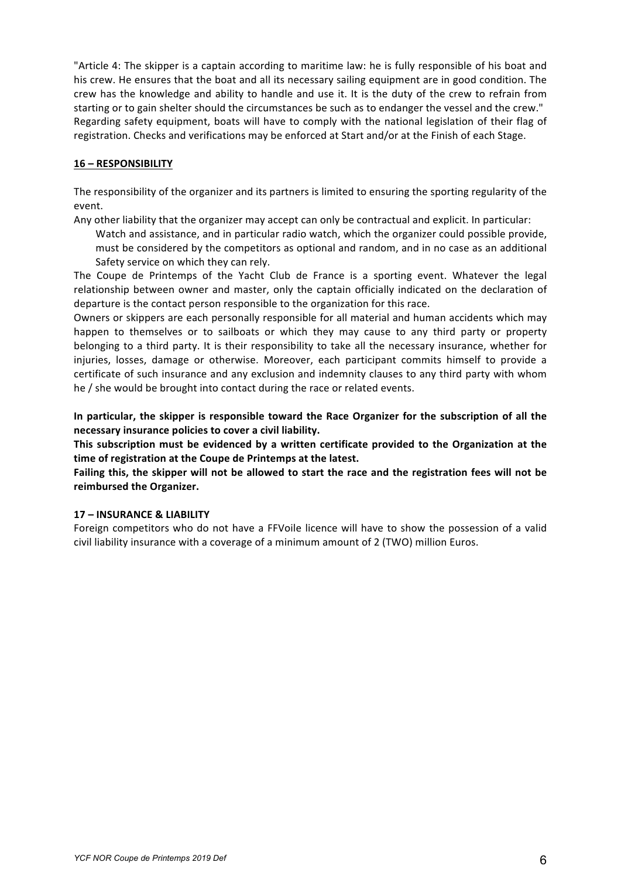"Article 4: The skipper is a captain according to maritime law: he is fully responsible of his boat and his crew. He ensures that the boat and all its necessary sailing equipment are in good condition. The crew has the knowledge and ability to handle and use it. It is the duty of the crew to refrain from starting or to gain shelter should the circumstances be such as to endanger the vessel and the crew."
Regarding safety equipment, boats will have to comply with the national legislation of their flag of registration. Checks and verifications may be enforced at Start and/or at the Finish of each Stage.

## 16 – RESPONSIBILITY

The responsibility of the organizer and its partners is limited to ensuring the sporting regularity of the event.

Any other liability that the organizer may accept can only be contractual and explicit. In particular:

Watch and assistance, and in particular radio watch, which the organizer could possible provide, must be considered by the competitors as optional and random, and in no case as an additional Safety service on which they can rely.

The Coupe de Printemps of the Yacht Club de France is a sporting event. Whatever the legal relationship between owner and master, only the captain officially indicated on the declaration of departure is the contact person responsible to the organization for this race.

Owners or skippers are each personally responsible for all material and human accidents which may happen to themselves or to sailboats or which they may cause to any third party or property belonging to a third party. It is their responsibility to take all the necessary insurance, whether for injuries, losses, damage or otherwise. Moreover, each participant commits himself to provide a certificate of such insurance and any exclusion and indemnity clauses to any third party with whom he / she would be brought into contact during the race or related events.

**In particular, the skipper is responsible toward the Race Organizer for the subscription of all the necessary insurance policies to cover a civil liability.**

**This subscription must be evidenced by a written certificate provided to the Organization at the time of registration at the Coupe de Printemps at the latest.**

**Failing this, the skipper will not be allowed to start the race and the registration fees will not be reimbursed the Organizer.**

## 17 – INSURANCE & LIABILITY

Foreign competitors who do not have a FFVoile licence will have to show the possession of a valid civil liability insurance with a coverage of a minimum amount of 2 (TWO) million Euros.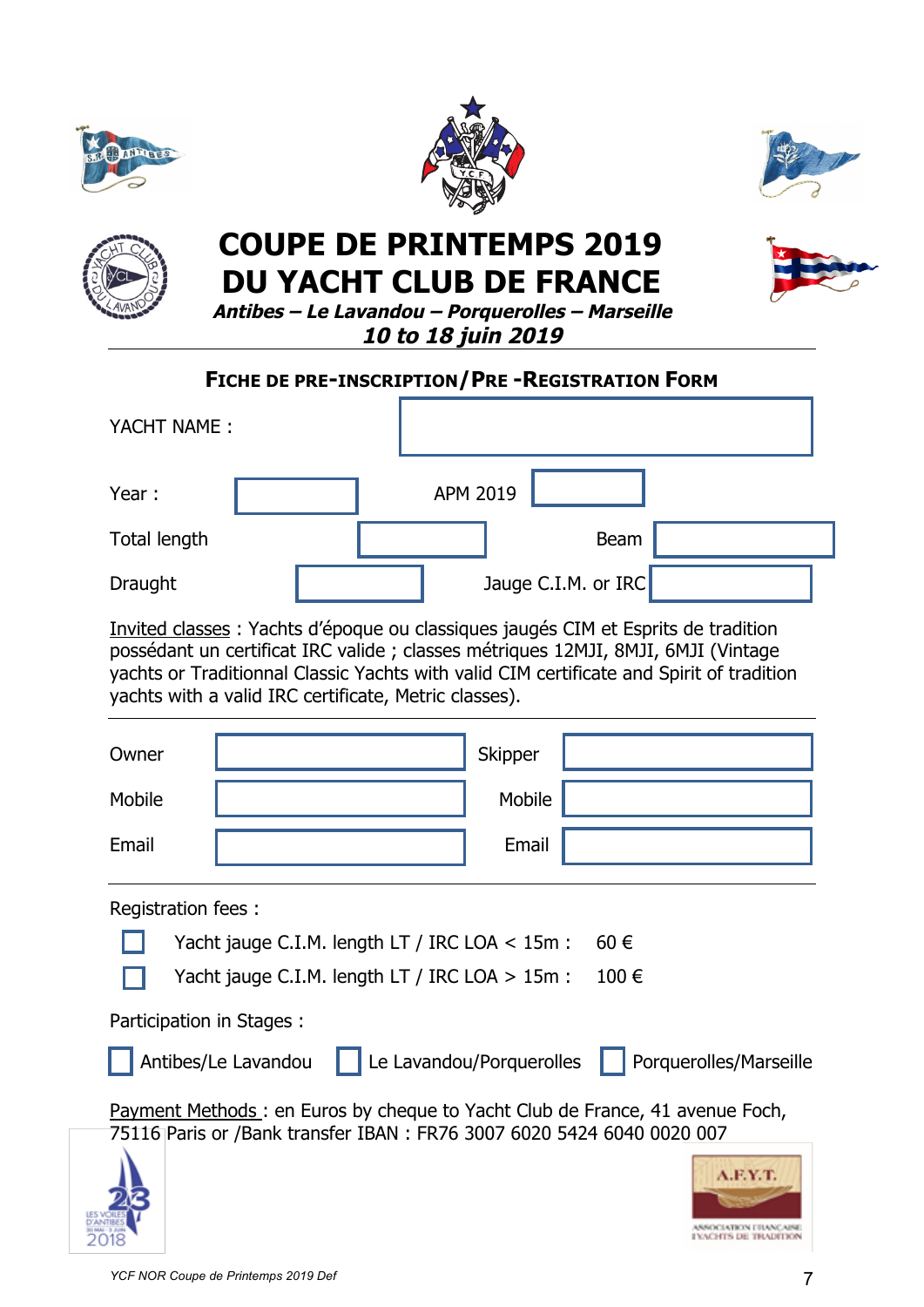# COUPE DE PRINTEMPS 2019
# DU YACHT CLUB DE FRANCE

***Antibes – Le Lavandou – Porquerolles – Marseille***

***10 to 18 juin 2019***

## FICHE DE PRE-INSCRIPTION/PRE -REGISTRATION FORM

YACHT NAME : ☐

Year : ☐ APM 2019 ☐

Total length ☐ Beam ☐

Draught ☐ Jauge C.I.M. or IRC ☐

Invited classes : Yachts d'époque ou classiques jaugés CIM et Esprits de tradition possédant un certificat IRC valide ; classes métriques 12MJI, 8MJI, 6MJI (Vintage yachts or Traditionnal Classic Yachts with valid CIM certificate and Spirit of tradition yachts with a valid IRC certificate, Metric classes).

| | | | |
|---|---|---|---|
| Owner | | Skipper | |
| Mobile | | Mobile | |
| Email | | Email | |

Registration fees :

- ☐ Yacht jauge C.I.M. length LT / IRC LOA < 15m : 60 €
- ☐ Yacht jauge C.I.M. length LT / IRC LOA > 15m : 100 €

Participation in Stages :

☐ Antibes/Le Lavandou ☐ Le Lavandou/Porquerolles ☐ Porquerolles/Marseille

Payment Methods : en Euros by cheque to Yacht Club de France, 41 avenue Foch, 75116 Paris or /Bank transfer IBAN : FR76 3007 6020 5424 6040 0020 007